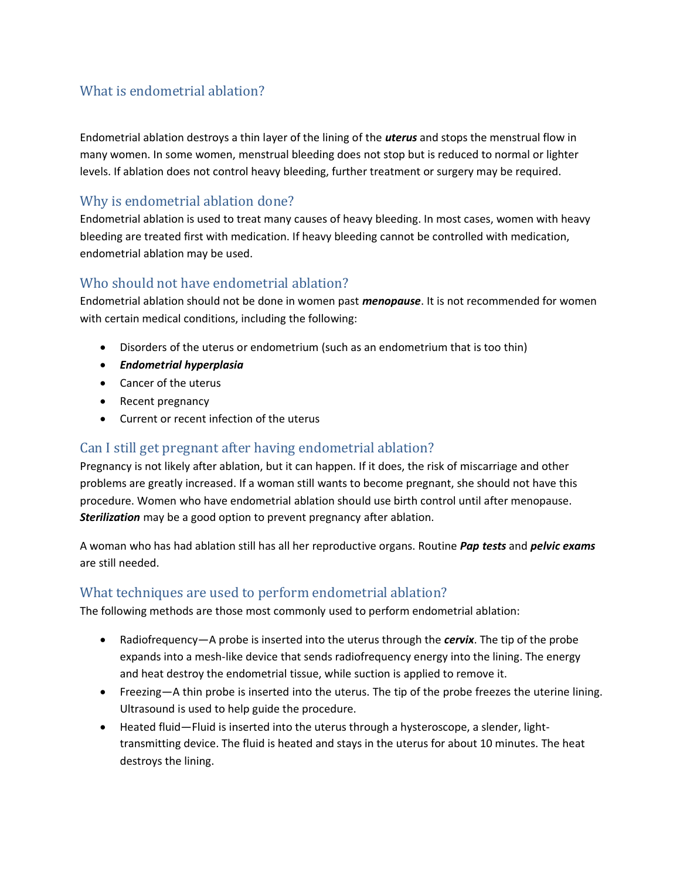## What is endometrial ablation?

Endometrial ablation destroys a thin layer of the lining of the ***uterus*** and stops the menstrual flow in many women. In some women, menstrual bleeding does not stop but is reduced to normal or lighter levels. If ablation does not control heavy bleeding, further treatment or surgery may be required.

## Why is endometrial ablation done?

Endometrial ablation is used to treat many causes of heavy bleeding. In most cases, women with heavy bleeding are treated first with medication. If heavy bleeding cannot be controlled with medication, endometrial ablation may be used.

## Who should not have endometrial ablation?

Endometrial ablation should not be done in women past ***menopause***. It is not recommended for women with certain medical conditions, including the following:

- Disorders of the uterus or endometrium (such as an endometrium that is too thin)
- ***Endometrial hyperplasia***
- Cancer of the uterus
- Recent pregnancy
- Current or recent infection of the uterus

## Can I still get pregnant after having endometrial ablation?

Pregnancy is not likely after ablation, but it can happen. If it does, the risk of miscarriage and other problems are greatly increased. If a woman still wants to become pregnant, she should not have this procedure. Women who have endometrial ablation should use birth control until after menopause. ***Sterilization*** may be a good option to prevent pregnancy after ablation.

A woman who has had ablation still has all her reproductive organs. Routine ***Pap tests*** and ***pelvic exams*** are still needed.

## What techniques are used to perform endometrial ablation?

The following methods are those most commonly used to perform endometrial ablation:

- Radiofrequency—A probe is inserted into the uterus through the ***cervix***. The tip of the probe expands into a mesh-like device that sends radiofrequency energy into the lining. The energy and heat destroy the endometrial tissue, while suction is applied to remove it.
- Freezing—A thin probe is inserted into the uterus. The tip of the probe freezes the uterine lining. Ultrasound is used to help guide the procedure.
- Heated fluid—Fluid is inserted into the uterus through a hysteroscope, a slender, light-transmitting device. The fluid is heated and stays in the uterus for about 10 minutes. The heat destroys the lining.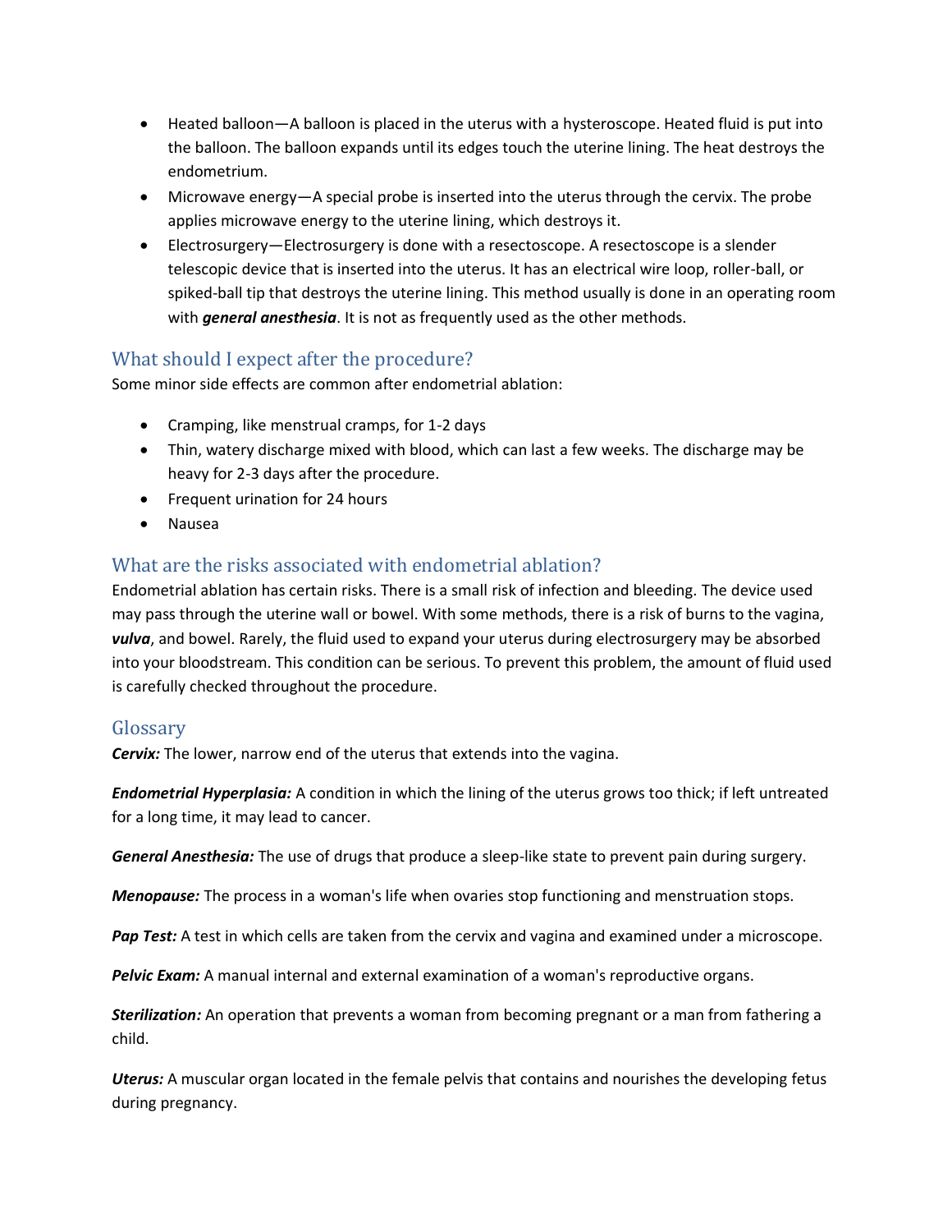- Heated balloon—A balloon is placed in the uterus with a hysteroscope. Heated fluid is put into the balloon. The balloon expands until its edges touch the uterine lining. The heat destroys the endometrium.
- Microwave energy—A special probe is inserted into the uterus through the cervix. The probe applies microwave energy to the uterine lining, which destroys it.
- Electrosurgery—Electrosurgery is done with a resectoscope. A resectoscope is a slender telescopic device that is inserted into the uterus. It has an electrical wire loop, roller-ball, or spiked-ball tip that destroys the uterine lining. This method usually is done in an operating room with ***general anesthesia***. It is not as frequently used as the other methods.

## What should I expect after the procedure?

Some minor side effects are common after endometrial ablation:

- Cramping, like menstrual cramps, for 1-2 days
- Thin, watery discharge mixed with blood, which can last a few weeks. The discharge may be heavy for 2-3 days after the procedure.
- Frequent urination for 24 hours
- Nausea

## What are the risks associated with endometrial ablation?

Endometrial ablation has certain risks. There is a small risk of infection and bleeding. The device used may pass through the uterine wall or bowel. With some methods, there is a risk of burns to the vagina, ***vulva***, and bowel. Rarely, the fluid used to expand your uterus during electrosurgery may be absorbed into your bloodstream. This condition can be serious. To prevent this problem, the amount of fluid used is carefully checked throughout the procedure.

## Glossary

***Cervix:*** The lower, narrow end of the uterus that extends into the vagina.

***Endometrial Hyperplasia:*** A condition in which the lining of the uterus grows too thick; if left untreated for a long time, it may lead to cancer.

***General Anesthesia:*** The use of drugs that produce a sleep-like state to prevent pain during surgery.

***Menopause:*** The process in a woman's life when ovaries stop functioning and menstruation stops.

***Pap Test:*** A test in which cells are taken from the cervix and vagina and examined under a microscope.

***Pelvic Exam:*** A manual internal and external examination of a woman's reproductive organs.

***Sterilization:*** An operation that prevents a woman from becoming pregnant or a man from fathering a child.

***Uterus:*** A muscular organ located in the female pelvis that contains and nourishes the developing fetus during pregnancy.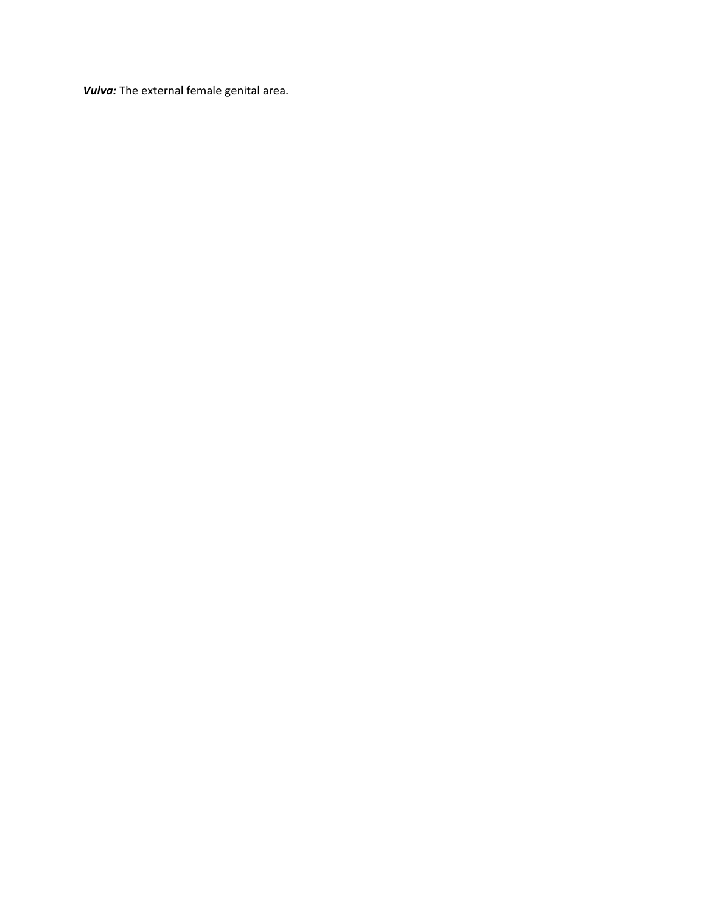***Vulva:*** The external female genital area.